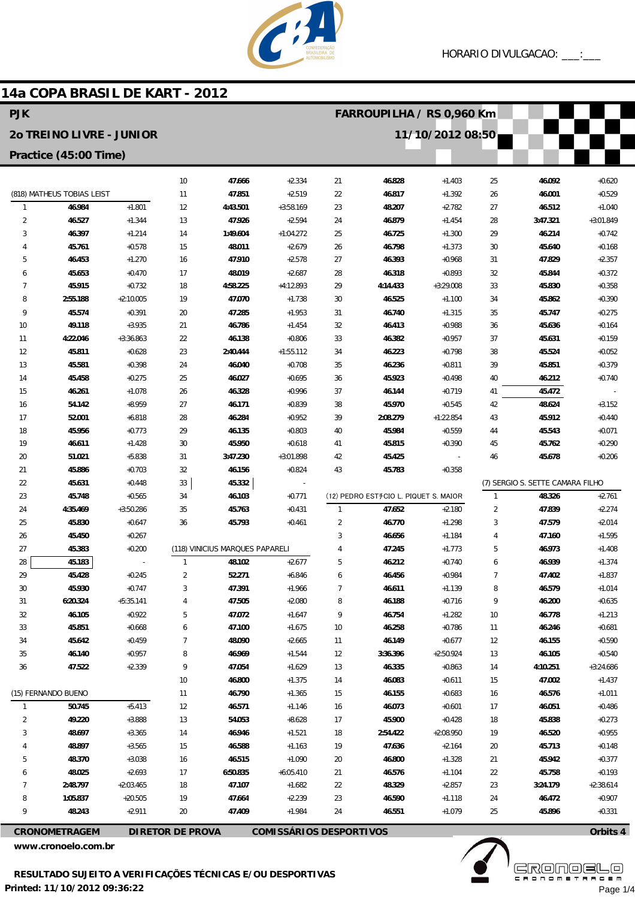HORARIO DIVULGACAO: ___:___

# 14a COPA BRASIL DE KART - 2012

**PJK** — **FARROUPILHA / RS 0,960 Km**

**2o TREINO LIVRE - JUNIOR** — **11/10/2012 08:50**

**Practice (45:00 Time)**

### (818) MATHEUS TOBIAS LEIST

| Lap | Time | Diff |
|---|---|---|
| 1 | 46.984 | +1.801 |
| 2 | 46.527 | +1.344 |
| 3 | 46.397 | +1.214 |
| 4 | 45.761 | +0.578 |
| 5 | 46.453 | +1.270 |
| 6 | 45.653 | +0.470 |
| 7 | 45.915 | +0.732 |
| 8 | 2:55.188 | +2:10.005 |
| 9 | 45.574 | +0.391 |
| 10 | 49.118 | +3.935 |
| 11 | 4:22.046 | +3:36.863 |
| 12 | 45.811 | +0.628 |
| 13 | 45.581 | +0.398 |
| 14 | 45.458 | +0.275 |
| 15 | 46.261 | +1.078 |
| 16 | 54.142 | +8.959 |
| 17 | 52.001 | +6.818 |
| 18 | 45.956 | +0.773 |
| 19 | 46.611 | +1.428 |
| 20 | 51.021 | +5.838 |
| 21 | 45.886 | +0.703 |
| 22 | 45.631 | +0.448 |
| 23 | 45.748 | +0.565 |
| 24 | 4:35.469 | +3:50.286 |
| 25 | 45.830 | +0.647 |
| 26 | 45.450 | +0.267 |
| 27 | 45.383 | +0.200 |
| 28 | 45.183 | - |
| 29 | 45.428 | +0.245 |
| 30 | 45.930 | +0.747 |
| 31 | 6:20.324 | +5:35.141 |
| 32 | 46.105 | +0.922 |
| 33 | 45.851 | +0.668 |
| 34 | 45.642 | +0.459 |
| 35 | 46.140 | +0.957 |
| 36 | 47.522 | +2.339 |

### (15) FERNANDO BUENO

| Lap | Time | Diff |
|---|---|---|
| 1 | 50.745 | +5.413 |
| 2 | 49.220 | +3.888 |
| 3 | 48.697 | +3.365 |
| 4 | 48.897 | +3.565 |
| 5 | 48.370 | +3.038 |
| 6 | 48.025 | +2.693 |
| 7 | 2:48.797 | +2:03.465 |
| 8 | 1:05.837 | +20.505 |
| 9 | 48.243 | +2.911 |
| 10 | 47.666 | +2.334 |
| 11 | 47.851 | +2.519 |
| 12 | 4:43.501 | +3:58.169 |
| 13 | 47.926 | +2.594 |
| 14 | 1:49.604 | +1:04.272 |
| 15 | 48.011 | +2.679 |
| 16 | 47.910 | +2.578 |
| 17 | 48.019 | +2.687 |
| 18 | 4:58.225 | +4:12.893 |
| 19 | 47.070 | +1.738 |
| 20 | 47.285 | +1.953 |
| 21 | 46.786 | +1.454 |
| 22 | 46.138 | +0.806 |
| 23 | 2:40.444 | +1:55.112 |
| 24 | 46.040 | +0.708 |
| 25 | 46.027 | +0.695 |
| 26 | 46.328 | +0.996 |
| 27 | 46.171 | +0.839 |
| 28 | 46.284 | +0.952 |
| 29 | 46.135 | +0.803 |
| 30 | 45.950 | +0.618 |
| 31 | 3:47.230 | +3:01.898 |
| 32 | 46.156 | +0.824 |
| 33 | 45.332 | - |
| 34 | 46.103 | +0.771 |
| 35 | 45.763 | +0.431 |
| 36 | 45.793 | +0.461 |

### (118) VINICIUS MARQUES PAPARELI

| Lap | Time | Diff |
|---|---|---|
| 1 | 48.102 | +2.677 |
| 2 | 52.271 | +6.846 |
| 3 | 47.391 | +1.966 |
| 4 | 47.505 | +2.080 |
| 5 | 47.072 | +1.647 |
| 6 | 47.100 | +1.675 |
| 7 | 48.090 | +2.665 |
| 8 | 46.969 | +1.544 |
| 9 | 47.054 | +1.629 |
| 10 | 46.800 | +1.375 |
| 11 | 46.790 | +1.365 |
| 12 | 46.571 | +1.146 |
| 13 | 54.053 | +8.628 |
| 14 | 46.946 | +1.521 |
| 15 | 46.588 | +1.163 |
| 16 | 46.515 | +1.090 |
| 17 | 6:50.835 | +6:05.410 |
| 18 | 47.107 | +1.682 |
| 19 | 47.664 | +2.239 |
| 20 | 47.409 | +1.984 |
| 21 | 46.828 | +1.403 |
| 22 | 46.817 | +1.392 |
| 23 | 48.207 | +2.782 |
| 24 | 46.879 | +1.454 |
| 25 | 46.725 | +1.300 |
| 26 | 46.798 | +1.373 |
| 27 | 46.393 | +0.968 |
| 28 | 46.318 | +0.893 |
| 29 | 4:14.433 | +3:29.008 |
| 30 | 46.525 | +1.100 |
| 31 | 46.740 | +1.315 |
| 32 | 46.413 | +0.988 |
| 33 | 46.382 | +0.957 |
| 34 | 46.223 | +0.798 |
| 35 | 46.236 | +0.811 |
| 36 | 45.923 | +0.498 |
| 37 | 46.144 | +0.719 |
| 38 | 45.970 | +0.545 |
| 39 | 2:08.279 | +1:22.854 |
| 40 | 45.984 | +0.559 |
| 41 | 45.815 | +0.390 |
| 42 | 45.425 | - |
| 43 | 45.783 | +0.358 |

### (12) PEDRO ESTÁCIO L. PIQUET S. MAIOR

| Lap | Time | Diff |
|---|---|---|
| 1 | 47.652 | +2.180 |
| 2 | 46.770 | +1.298 |
| 3 | 46.656 | +1.184 |
| 4 | 47.245 | +1.773 |
| 5 | 46.212 | +0.740 |
| 6 | 46.456 | +0.984 |
| 7 | 46.611 | +1.139 |
| 8 | 46.188 | +0.716 |
| 9 | 46.754 | +1.282 |
| 10 | 46.258 | +0.786 |
| 11 | 46.149 | +0.677 |
| 12 | 3:36.396 | +2:50.924 |
| 13 | 46.335 | +0.863 |
| 14 | 46.083 | +0.611 |
| 15 | 46.155 | +0.683 |
| 16 | 46.073 | +0.601 |
| 17 | 45.900 | +0.428 |
| 18 | 2:54.422 | +2:08.950 |
| 19 | 47.636 | +2.164 |
| 20 | 46.800 | +1.328 |
| 21 | 46.576 | +1.104 |
| 22 | 48.329 | +2.857 |
| 23 | 46.590 | +1.118 |
| 24 | 46.551 | +1.079 |
| 25 | 46.092 | +0.620 |
| 26 | 46.001 | +0.529 |
| 27 | 46.512 | +1.040 |
| 28 | 3:47.321 | +3:01.849 |
| 29 | 46.214 | +0.742 |
| 30 | 45.640 | +0.168 |
| 31 | 47.829 | +2.357 |
| 32 | 45.844 | +0.372 |
| 33 | 45.830 | +0.358 |
| 34 | 45.862 | +0.390 |
| 35 | 45.747 | +0.275 |
| 36 | 45.636 | +0.164 |
| 37 | 45.631 | +0.159 |
| 38 | 45.524 | +0.052 |
| 39 | 45.851 | +0.379 |
| 40 | 46.212 | +0.740 |
| 41 | 45.472 | - |
| 42 | 48.624 | +3.152 |
| 43 | 45.912 | +0.440 |
| 44 | 45.543 | +0.071 |
| 45 | 45.762 | +0.290 |
| 46 | 45.678 | +0.206 |

### (7) SERGIO S. SETTE CAMARA FILHO

| Lap | Time | Diff |
|---|---|---|
| 1 | 48.326 | +2.761 |
| 2 | 47.839 | +2.274 |
| 3 | 47.579 | +2.014 |
| 4 | 47.160 | +1.595 |
| 5 | 46.973 | +1.408 |
| 6 | 46.939 | +1.374 |
| 7 | 47.402 | +1.837 |
| 8 | 46.579 | +1.014 |
| 9 | 46.200 | +0.635 |
| 10 | 46.778 | +1.213 |
| 11 | 46.246 | +0.681 |
| 12 | 46.155 | +0.590 |
| 13 | 46.105 | +0.540 |
| 14 | 4:10.251 | +3:24.686 |
| 15 | 47.002 | +1.437 |
| 16 | 46.576 | +1.011 |
| 17 | 46.051 | +0.486 |
| 18 | 45.838 | +0.273 |
| 19 | 46.520 | +0.955 |
| 20 | 45.713 | +0.148 |
| 21 | 45.942 | +0.377 |
| 22 | 45.758 | +0.193 |
| 23 | 3:24.179 | +2:38.614 |
| 24 | 46.472 | +0.907 |
| 25 | 45.896 | +0.331 |

**CRONOMETRAGEM** — **DIRETOR DE PROVA** — **COMISSÁRIOS DESPORTIVOS** — **Orbits 4**

www.cronoelo.com.br

**RESULTADO SUJEITO A VERIFICAÇÕES TÉCNICAS E/OU DESPORTIVAS**

**Printed: 11/10/2012 09:36:22**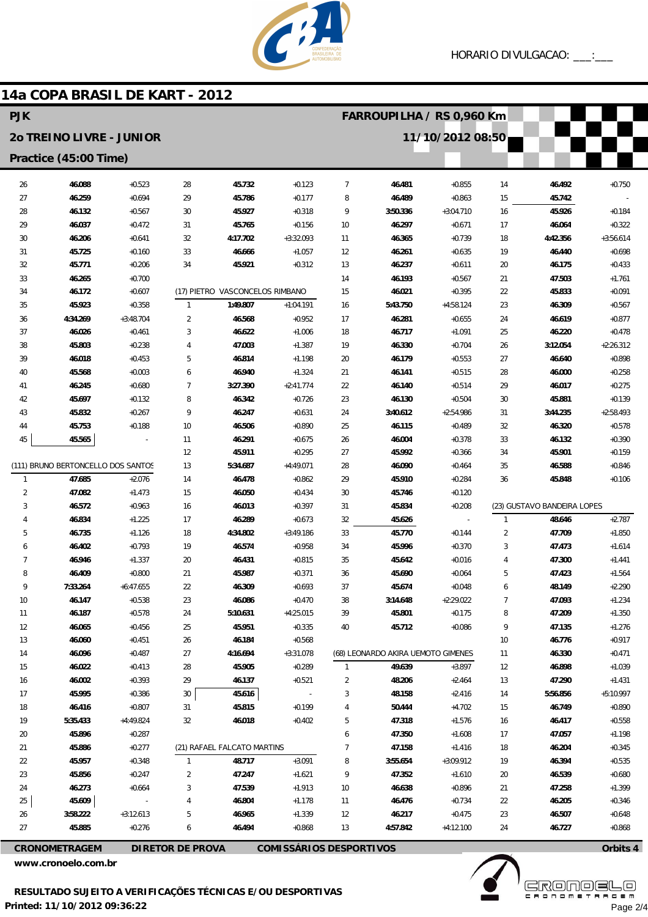HORARIO DIVULGACAO: ___:___

## 14a COPA BRASIL DE KART - 2012

**PJK** — **FARROUPILHA / RS 0,960 Km**

**2o TREINO LIVRE - JUNIOR** — **11/10/2012 08:50**

**Practice (45:00 Time)**

| Lap | Time | Diff |
|---|---|---|
| 26 | 46.088 | +0.523 |
| 27 | 46.259 | +0.694 |
| 28 | 46.132 | +0.567 |
| 29 | 46.037 | +0.472 |
| 30 | 46.206 | +0.641 |
| 31 | 45.725 | +0.160 |
| 32 | 45.771 | +0.206 |
| 33 | 46.265 | +0.700 |
| 34 | 46.172 | +0.607 |
| 35 | 45.923 | +0.358 |
| 36 | 4:34.269 | +3:48.704 |
| 37 | 46.026 | +0.461 |
| 38 | 45.803 | +0.238 |
| 39 | 46.018 | +0.453 |
| 40 | 45.568 | +0.003 |
| 41 | 46.245 | +0.680 |
| 42 | 45.697 | +0.132 |
| 43 | 45.832 | +0.267 |
| 44 | 45.753 | +0.188 |
| 45 | 45.565 | - |

(111) BRUNO BERTONCELLO DOS SANTOS

| Lap | Time | Diff |
|---|---|---|
| 1 | 47.685 | +2.076 |
| 2 | 47.082 | +1.473 |
| 3 | 46.572 | +0.963 |
| 4 | 46.834 | +1.225 |
| 5 | 46.735 | +1.126 |
| 6 | 46.402 | +0.793 |
| 7 | 46.946 | +1.337 |
| 8 | 46.409 | +0.800 |
| 9 | 7:33.264 | +6:47.655 |
| 10 | 46.147 | +0.538 |
| 11 | 46.187 | +0.578 |
| 12 | 46.065 | +0.456 |
| 13 | 46.060 | +0.451 |
| 14 | 46.096 | +0.487 |
| 15 | 46.022 | +0.413 |
| 16 | 46.002 | +0.393 |
| 17 | 45.995 | +0.386 |
| 18 | 46.416 | +0.807 |
| 19 | 5:35.433 | +4:49.824 |
| 20 | 45.896 | +0.287 |
| 21 | 45.886 | +0.277 |
| 22 | 45.957 | +0.348 |
| 23 | 45.856 | +0.247 |
| 24 | 46.273 | +0.664 |
| 25 | 45.609 | - |
| 26 | 3:58.222 | +3:12.613 |
| 27 | 45.885 | +0.276 |
| 28 | 45.732 | +0.123 |
| 29 | 45.786 | +0.177 |
| 30 | 45.927 | +0.318 |
| 31 | 45.765 | +0.156 |
| 32 | 4:17.702 | +3:32.093 |
| 33 | 46.666 | +1.057 |
| 34 | 45.921 | +0.312 |

(17) PIETRO VASCONCELOS RIMBANO

| Lap | Time | Diff |
|---|---|---|
| 1 | 1:49.807 | +1:04.191 |
| 2 | 46.568 | +0.952 |
| 3 | 46.622 | +1.006 |
| 4 | 47.003 | +1.387 |
| 5 | 46.814 | +1.198 |
| 6 | 46.940 | +1.324 |
| 7 | 3:27.390 | +2:41.774 |
| 8 | 46.342 | +0.726 |
| 9 | 46.247 | +0.631 |
| 10 | 46.506 | +0.890 |
| 11 | 46.291 | +0.675 |
| 12 | 45.911 | +0.295 |
| 13 | 5:34.687 | +4:49.071 |
| 14 | 46.478 | +0.862 |
| 15 | 46.050 | +0.434 |
| 16 | 46.013 | +0.397 |
| 17 | 46.289 | +0.673 |
| 18 | 4:34.802 | +3:49.186 |
| 19 | 46.574 | +0.958 |
| 20 | 46.431 | +0.815 |
| 21 | 45.987 | +0.371 |
| 22 | 46.309 | +0.693 |
| 23 | 46.086 | +0.470 |
| 24 | 5:10.631 | +4:25.015 |
| 25 | 45.951 | +0.335 |
| 26 | 46.184 | +0.568 |
| 27 | 4:16.694 | +3:31.078 |
| 28 | 45.905 | +0.289 |
| 29 | 46.137 | +0.521 |
| 30 | 45.616 | - |
| 31 | 45.815 | +0.199 |
| 32 | 46.018 | +0.402 |

(21) RAFAEL FALCATO MARTINS

| Lap | Time | Diff |
|---|---|---|
| 1 | 48.717 | +3.091 |
| 2 | 47.247 | +1.621 |
| 3 | 47.539 | +1.913 |
| 4 | 46.804 | +1.178 |
| 5 | 46.965 | +1.339 |
| 6 | 46.494 | +0.868 |
| 7 | 46.481 | +0.855 |
| 8 | 46.489 | +0.863 |
| 9 | 3:50.336 | +3:04.710 |
| 10 | 46.297 | +0.671 |
| 11 | 46.365 | +0.739 |
| 12 | 46.261 | +0.635 |
| 13 | 46.237 | +0.611 |
| 14 | 46.193 | +0.567 |
| 15 | 46.021 | +0.395 |
| 16 | 5:43.750 | +4:58.124 |
| 17 | 46.281 | +0.655 |
| 18 | 46.717 | +1.091 |
| 19 | 46.330 | +0.704 |
| 20 | 46.179 | +0.553 |
| 21 | 46.141 | +0.515 |
| 22 | 46.140 | +0.514 |
| 23 | 46.130 | +0.504 |
| 24 | 3:40.612 | +2:54.986 |
| 25 | 46.115 | +0.489 |
| 26 | 46.004 | +0.378 |
| 27 | 45.992 | +0.366 |
| 28 | 46.090 | +0.464 |
| 29 | 45.910 | +0.284 |
| 30 | 45.746 | +0.120 |
| 31 | 45.834 | +0.208 |
| 32 | 45.626 | - |
| 33 | 45.770 | +0.144 |
| 34 | 45.996 | +0.370 |
| 35 | 45.642 | +0.016 |
| 36 | 45.690 | +0.064 |
| 37 | 45.674 | +0.048 |
| 38 | 3:14.648 | +2:29.022 |
| 39 | 45.801 | +0.175 |
| 40 | 45.712 | +0.086 |

(68) LEONARDO AKIRA UEMOTO GIMENES

| Lap | Time | Diff |
|---|---|---|
| 1 | 49.639 | +3.897 |
| 2 | 48.206 | +2.464 |
| 3 | 48.158 | +2.416 |
| 4 | 50.444 | +4.702 |
| 5 | 47.318 | +1.576 |
| 6 | 47.350 | +1.608 |
| 7 | 47.158 | +1.416 |
| 8 | 3:55.654 | +3:09.912 |
| 9 | 47.352 | +1.610 |
| 10 | 46.638 | +0.896 |
| 11 | 46.476 | +0.734 |
| 12 | 46.217 | +0.475 |
| 13 | 4:57.842 | +4:12.100 |
| 14 | 46.492 | +0.750 |
| 15 | 45.742 | - |
| 16 | 45.926 | +0.184 |
| 17 | 46.064 | +0.322 |
| 18 | 4:42.356 | +3:56.614 |
| 19 | 46.440 | +0.698 |
| 20 | 46.175 | +0.433 |
| 21 | 47.503 | +1.761 |
| 22 | 45.833 | +0.091 |
| 23 | 46.309 | +0.567 |
| 24 | 46.619 | +0.877 |
| 25 | 46.220 | +0.478 |
| 26 | 3:12.054 | +2:26.312 |
| 27 | 46.640 | +0.898 |
| 28 | 46.000 | +0.258 |
| 29 | 46.017 | +0.275 |
| 30 | 45.881 | +0.139 |
| 31 | 3:44.235 | +2:58.493 |
| 32 | 46.320 | +0.578 |
| 33 | 46.132 | +0.390 |
| 34 | 45.901 | +0.159 |
| 35 | 46.588 | +0.846 |
| 36 | 45.848 | +0.106 |

(23) GUSTAVO BANDEIRA LOPES

| Lap | Time | Diff |
|---|---|---|
| 1 | 48.646 | +2.787 |
| 2 | 47.709 | +1.850 |
| 3 | 47.473 | +1.614 |
| 4 | 47.300 | +1.441 |
| 5 | 47.423 | +1.564 |
| 6 | 48.149 | +2.290 |
| 7 | 47.093 | +1.234 |
| 8 | 47.209 | +1.350 |
| 9 | 47.135 | +1.276 |
| 10 | 46.776 | +0.917 |
| 11 | 46.330 | +0.471 |
| 12 | 46.898 | +1.039 |
| 13 | 47.290 | +1.431 |
| 14 | 5:56.856 | +5:10.997 |
| 15 | 46.749 | +0.890 |
| 16 | 46.417 | +0.558 |
| 17 | 47.057 | +1.198 |
| 18 | 46.204 | +0.345 |
| 19 | 46.394 | +0.535 |
| 20 | 46.539 | +0.680 |
| 21 | 47.258 | +1.399 |
| 22 | 46.205 | +0.346 |
| 23 | 46.507 | +0.648 |
| 24 | 46.727 | +0.868 |

**CRONOMETRAGEM** **DIRETOR DE PROVA** **COMISSÁRIOS DESPORTIVOS** **Orbits 4**

www.cronoelo.com.br

**RESULTADO SUJEITO A VERIFICAÇÕES TÉCNICAS E/OU DESPORTIVAS**

**Printed: 11/10/2012 09:36:22**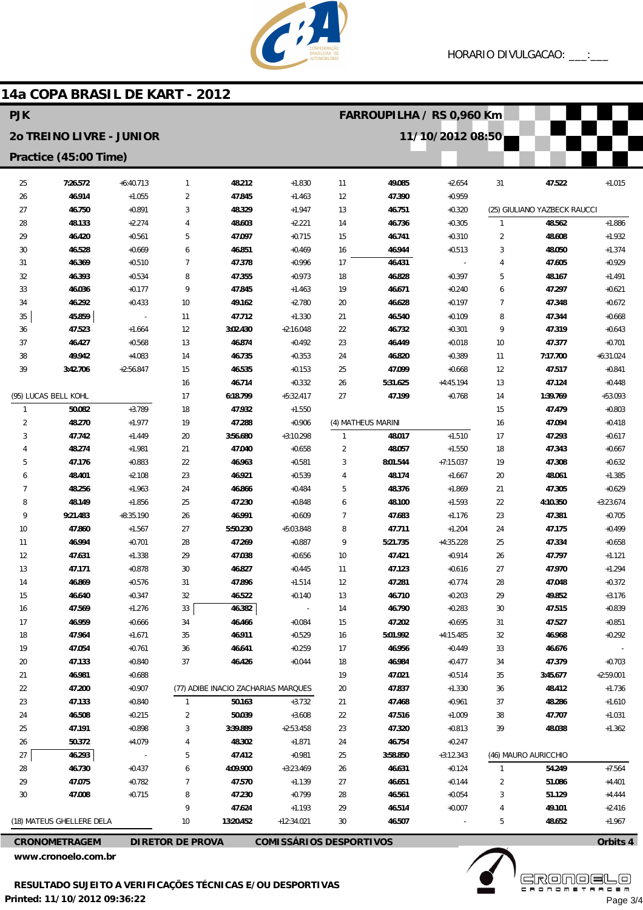HORARIO DIVULGACAO: ___:___

# 14a COPA BRASIL DE KART - 2012

**PJK** — **FARROUPILHA / RS 0,960 Km**

**2o TREINO LIVRE - JUNIOR** — **11/10/2012 08:50**

**Practice (45:00 Time)**

| Lap | Time | Diff |
|---|---|---|
| 25 | 7:26.572 | +6:40.713 |
| 26 | 46.914 | +1.055 |
| 27 | 46.750 | +0.891 |
| 28 | 48.133 | +2.274 |
| 29 | 46.420 | +0.561 |
| 30 | 46.528 | +0.669 |
| 31 | 46.369 | +0.510 |
| 32 | 46.393 | +0.534 |
| 33 | 46.036 | +0.177 |
| 34 | 46.292 | +0.433 |
| 35 | 45.859 | - |
| 36 | 47.523 | +1.664 |
| 37 | 46.427 | +0.568 |
| 38 | 49.942 | +4.083 |
| 39 | 3:42.706 | +2:56.847 |

(95) LUCAS BELL KOHL

| Lap | Time | Diff |
|---|---|---|
| 1 | 50.082 | +3.789 |
| 2 | 48.270 | +1.977 |
| 3 | 47.742 | +1.449 |
| 4 | 48.274 | +1.981 |
| 5 | 47.176 | +0.883 |
| 6 | 48.401 | +2.108 |
| 7 | 48.256 | +1.963 |
| 8 | 48.149 | +1.856 |
| 9 | 9:21.483 | +8:35.190 |
| 10 | 47.860 | +1.567 |
| 11 | 46.994 | +0.701 |
| 12 | 47.631 | +1.338 |
| 13 | 47.171 | +0.878 |
| 14 | 46.869 | +0.576 |
| 15 | 46.640 | +0.347 |
| 16 | 47.569 | +1.276 |
| 17 | 46.959 | +0.666 |
| 18 | 47.964 | +1.671 |
| 19 | 47.054 | +0.761 |
| 20 | 47.133 | +0.840 |
| 21 | 46.981 | +0.688 |
| 22 | 47.200 | +0.907 |
| 23 | 47.133 | +0.840 |
| 24 | 46.508 | +0.215 |
| 25 | 47.191 | +0.898 |
| 26 | 50.372 | +4.079 |
| 27 | 46.293 | - |
| 28 | 46.730 | +0.437 |
| 29 | 47.075 | +0.782 |
| 30 | 47.008 | +0.715 |

(18) MATEUS GHELLERE DELA

| Lap | Time | Diff |
|---|---|---|
| 1 | 48.212 | +1.830 |
| 2 | 47.845 | +1.463 |
| 3 | 48.329 | +1.947 |
| 4 | 48.603 | +2.221 |
| 5 | 47.097 | +0.715 |
| 6 | 46.851 | +0.469 |
| 7 | 47.378 | +0.996 |
| 8 | 47.355 | +0.973 |
| 9 | 47.845 | +1.463 |
| 10 | 49.162 | +2.780 |
| 11 | 47.712 | +1.330 |
| 12 | 3:02.430 | +2:16.048 |
| 13 | 46.874 | +0.492 |
| 14 | 46.735 | +0.353 |
| 15 | 46.535 | +0.153 |
| 16 | 46.714 | +0.332 |
| 17 | 6:18.799 | +5:32.417 |
| 18 | 47.932 | +1.550 |
| 19 | 47.288 | +0.906 |
| 20 | 3:56.680 | +3:10.298 |
| 21 | 47.040 | +0.658 |
| 22 | 46.963 | +0.581 |
| 23 | 46.921 | +0.539 |
| 24 | 46.866 | +0.484 |
| 25 | 47.230 | +0.848 |
| 26 | 46.991 | +0.609 |
| 27 | 5:50.230 | +5:03.848 |
| 28 | 47.269 | +0.887 |
| 29 | 47.038 | +0.656 |
| 30 | 46.827 | +0.445 |
| 31 | 47.896 | +1.514 |
| 32 | 46.522 | +0.140 |
| 33 | 46.382 | - |
| 34 | 46.466 | +0.084 |
| 35 | 46.911 | +0.529 |
| 36 | 46.641 | +0.259 |
| 37 | 46.426 | +0.044 |

(77) ADIBE INACIO ZACHARIAS MARQUES

| Lap | Time | Diff |
|---|---|---|
| 1 | 50.163 | +3.732 |
| 2 | 50.039 | +3.608 |
| 3 | 3:39.889 | +2:53.458 |
| 4 | 48.302 | +1.871 |
| 5 | 47.412 | +0.981 |
| 6 | 4:09.900 | +3:23.469 |
| 7 | 47.570 | +1.139 |
| 8 | 47.230 | +0.799 |
| 9 | 47.624 | +1.193 |
| 10 | 13:20.452 | +12:34.021 |
| 11 | 49.085 | +2.654 |
| 12 | 47.390 | +0.959 |
| 13 | 46.751 | +0.320 |
| 14 | 46.736 | +0.305 |
| 15 | 46.741 | +0.310 |
| 16 | 46.944 | +0.513 |
| 17 | 46.431 | - |
| 18 | 46.828 | +0.397 |
| 19 | 46.671 | +0.240 |
| 20 | 46.628 | +0.197 |
| 21 | 46.540 | +0.109 |
| 22 | 46.732 | +0.301 |
| 23 | 46.449 | +0.018 |
| 24 | 46.820 | +0.389 |
| 25 | 47.099 | +0.668 |
| 26 | 5:31.625 | +4:45.194 |
| 27 | 47.199 | +0.768 |

(4) MATHEUS MARINI

| Lap | Time | Diff |
|---|---|---|
| 1 | 48.017 | +1.510 |
| 2 | 48.057 | +1.550 |
| 3 | 8:01.544 | +7:15.037 |
| 4 | 48.174 | +1.667 |
| 5 | 48.376 | +1.869 |
| 6 | 48.100 | +1.593 |
| 7 | 47.683 | +1.176 |
| 8 | 47.711 | +1.204 |
| 9 | 5:21.735 | +4:35.228 |
| 10 | 47.421 | +0.914 |
| 11 | 47.123 | +0.616 |
| 12 | 47.281 | +0.774 |
| 13 | 46.710 | +0.203 |
| 14 | 46.790 | +0.283 |
| 15 | 47.202 | +0.695 |
| 16 | 5:01.992 | +4:15.485 |
| 17 | 46.956 | +0.449 |
| 18 | 46.984 | +0.477 |
| 19 | 47.021 | +0.514 |
| 20 | 47.837 | +1.330 |
| 21 | 47.468 | +0.961 |
| 22 | 47.516 | +1.009 |
| 23 | 47.320 | +0.813 |
| 24 | 46.754 | +0.247 |
| 25 | 3:58.850 | +3:12.343 |
| 26 | 46.631 | +0.124 |
| 27 | 46.651 | +0.144 |
| 28 | 46.561 | +0.054 |
| 29 | 46.514 | +0.007 |
| 30 | 46.507 | - |
| 31 | 47.522 | +1.015 |

(25) GIULIANO YAZBECK RAUCCI

| Lap | Time | Diff |
|---|---|---|
| 1 | 48.562 | +1.886 |
| 2 | 48.608 | +1.932 |
| 3 | 48.050 | +1.374 |
| 4 | 47.605 | +0.929 |
| 5 | 48.167 | +1.491 |
| 6 | 47.297 | +0.621 |
| 7 | 47.348 | +0.672 |
| 8 | 47.344 | +0.668 |
| 9 | 47.319 | +0.643 |
| 10 | 47.377 | +0.701 |
| 11 | 7:17.700 | +6:31.024 |
| 12 | 47.517 | +0.841 |
| 13 | 47.124 | +0.448 |
| 14 | 1:39.769 | +53.093 |
| 15 | 47.479 | +0.803 |
| 16 | 47.094 | +0.418 |
| 17 | 47.293 | +0.617 |
| 18 | 47.343 | +0.667 |
| 19 | 47.308 | +0.632 |
| 20 | 48.061 | +1.385 |
| 21 | 47.305 | +0.629 |
| 22 | 4:10.350 | +3:23.674 |
| 23 | 47.381 | +0.705 |
| 24 | 47.175 | +0.499 |
| 25 | 47.334 | +0.658 |
| 26 | 47.797 | +1.121 |
| 27 | 47.970 | +1.294 |
| 28 | 47.048 | +0.372 |
| 29 | 49.852 | +3.176 |
| 30 | 47.515 | +0.839 |
| 31 | 47.527 | +0.851 |
| 32 | 46.968 | +0.292 |
| 33 | 46.676 | - |
| 34 | 47.379 | +0.703 |
| 35 | 3:45.677 | +2:59.001 |
| 36 | 48.412 | +1.736 |
| 37 | 48.286 | +1.610 |
| 38 | 47.707 | +1.031 |
| 39 | 48.038 | +1.362 |

(46) MAURO AURICCHIO

| Lap | Time | Diff |
|---|---|---|
| 1 | 54.249 | +7.564 |
| 2 | 51.086 | +4.401 |
| 3 | 51.129 | +4.444 |
| 4 | 49.101 | +2.416 |
| 5 | 48.652 | +1.967 |

**CRONOMETRAGEM** — **DIRETOR DE PROVA** — **COMISSÁRIOS DESPORTIVOS** — **Orbits 4**

www.cronoelo.com.br

**RESULTADO SUJEITO A VERIFICAÇÕES TÉCNICAS E/OU DESPORTIVAS**

**Printed: 11/10/2012 09:36:22**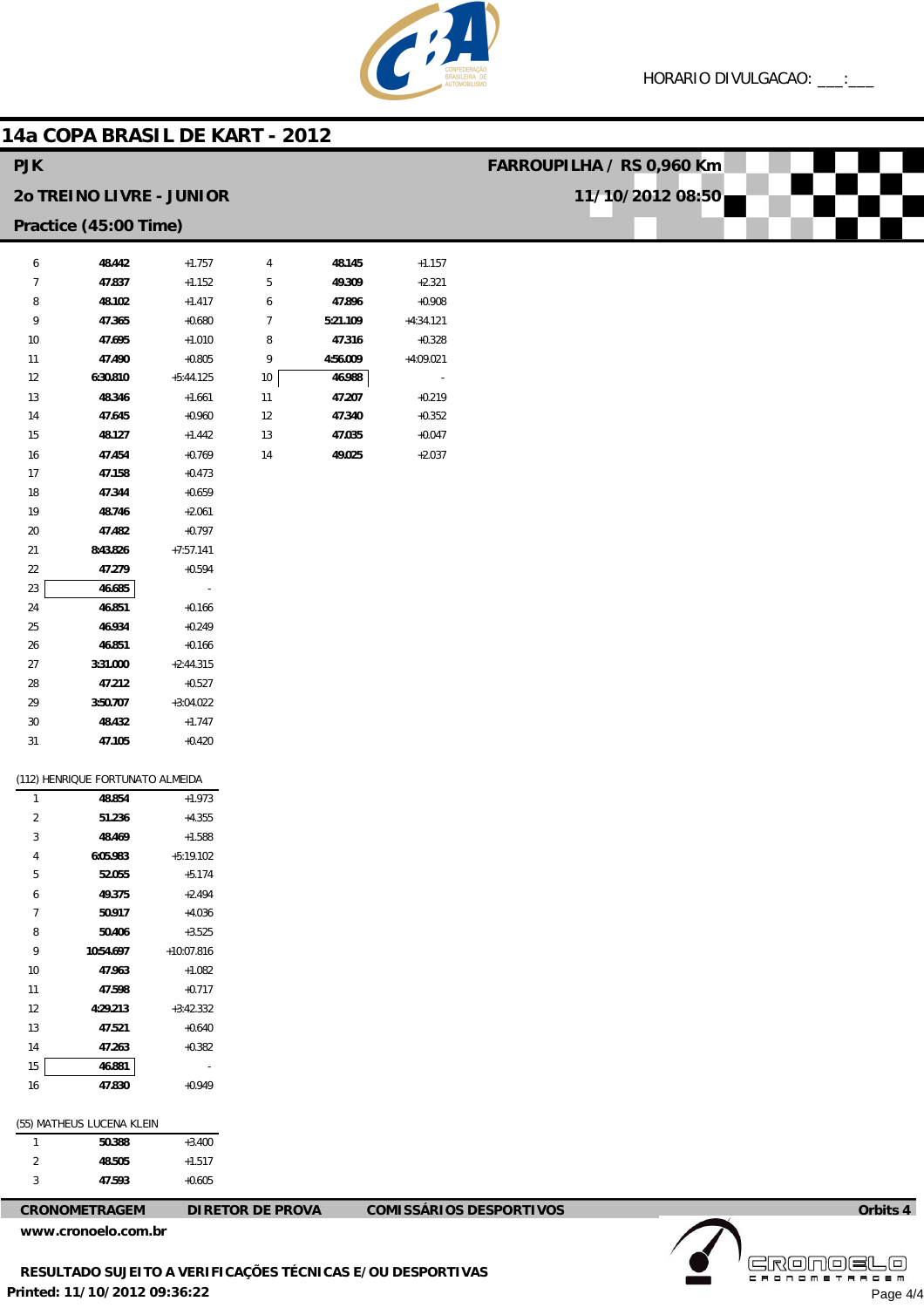# 14a COPA BRASIL DE KART - 2012

**PJK** — **FARROUPILHA / RS 0,960 Km**

**2o TREINO LIVRE - JUNIOR** — **11/10/2012 08:50**

**Practice (45:00 Time)**

HORARIO DIVULGACAO: ___:___

| | | |
|---|---|---|
| 6 | 48.442 | +1.757 |
| 7 | 47.837 | +1.152 |
| 8 | 48.102 | +1.417 |
| 9 | 47.365 | +0.680 |
| 10 | 47.695 | +1.010 |
| 11 | 47.490 | +0.805 |
| 12 | 6:30.810 | +5:44.125 |
| 13 | 48.346 | +1.661 |
| 14 | 47.645 | +0.960 |
| 15 | 48.127 | +1.442 |
| 16 | 47.454 | +0.769 |
| 17 | 47.158 | +0.473 |
| 18 | 47.344 | +0.659 |
| 19 | 48.746 | +2.061 |
| 20 | 47.482 | +0.797 |
| 21 | 8:43.826 | +7:57.141 |
| 22 | 47.279 | +0.594 |
| 23 | 46.685 | - |
| 24 | 46.851 | +0.166 |
| 25 | 46.934 | +0.249 |
| 26 | 46.851 | +0.166 |
| 27 | 3:31.000 | +2:44.315 |
| 28 | 47.212 | +0.527 |
| 29 | 3:50.707 | +3:04.022 |
| 30 | 48.432 | +1.747 |
| 31 | 47.105 | +0.420 |

(112) HENRIQUE FORTUNATO ALMEIDA

| | | |
|---|---|---|
| 1 | 48.854 | +1.973 |
| 2 | 51.236 | +4.355 |
| 3 | 48.469 | +1.588 |
| 4 | 6:05.983 | +5:19.102 |
| 5 | 52.055 | +5.174 |
| 6 | 49.375 | +2.494 |
| 7 | 50.917 | +4.036 |
| 8 | 50.406 | +3.525 |
| 9 | 10:54.697 | +10:07.816 |
| 10 | 47.963 | +1.082 |
| 11 | 47.598 | +0.717 |
| 12 | 4:29.213 | +3:42.332 |
| 13 | 47.521 | +0.640 |
| 14 | 47.263 | +0.382 |
| 15 | 46.881 | - |
| 16 | 47.830 | +0.949 |

(55) MATHEUS LUCENA KLEIN

| | | |
|---|---|---|
| 1 | 50.388 | +3.400 |
| 2 | 48.505 | +1.517 |
| 3 | 47.593 | +0.605 |
| 4 | 48.145 | +1.157 |
| 5 | 49.309 | +2.321 |
| 6 | 47.896 | +0.908 |
| 7 | 5:21.109 | +4:34.121 |
| 8 | 47.316 | +0.328 |
| 9 | 4:56.009 | +4:09.021 |
| 10 | 46.988 | - |
| 11 | 47.207 | +0.219 |
| 12 | 47.340 | +0.352 |
| 13 | 47.035 | +0.047 |
| 14 | 49.025 | +2.037 |

**CRONOMETRAGEM** **DIRETOR DE PROVA** **COMISSÁRIOS DESPORTIVOS** **Orbits 4**

**www.cronoelo.com.br**

**RESULTADO SUJEITO A VERIFICAÇÕES TÉCNICAS E/OU DESPORTIVAS**

**Printed: 11/10/2012 09:36:22**